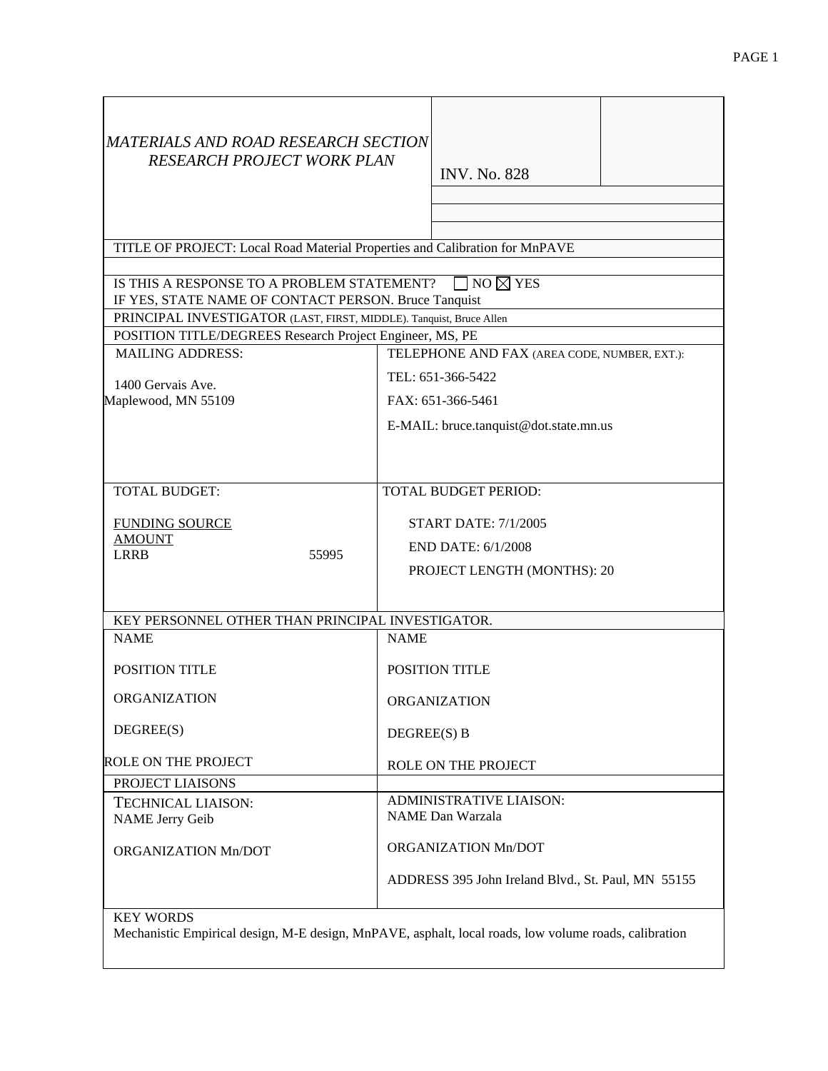*MATERIALS AND ROAD RESEARCH SECTION*
*RESEARCH PROJECT WORK PLAN*

INV. No. 828

TITLE OF PROJECT: Local Road Material Properties and Calibration for MnPAVE

IS THIS A RESPONSE TO A PROBLEM STATEMENT? ☐ NO ☒ YES
IF YES, STATE NAME OF CONTACT PERSON. Bruce Tanquist

PRINCIPAL INVESTIGATOR (LAST, FIRST, MIDDLE). Tanquist, Bruce Allen

POSITION TITLE/DEGREES Research Project Engineer, MS, PE

| MAILING ADDRESS: | TELEPHONE AND FAX (AREA CODE, NUMBER, EXT.): |
|---|---|
| 1400 Gervais Ave.<br>Maplewood, MN 55109 | TEL: 651-366-5422<br>FAX: 651-366-5461<br>E-MAIL: bruce.tanquist@dot.state.mn.us |

| TOTAL BUDGET: | | TOTAL BUDGET PERIOD: |
|---|---|---|
| FUNDING SOURCE | AMOUNT | START DATE: 7/1/2005 |
| LRRB | 55995 | END DATE: 6/1/2008 |
| | | PROJECT LENGTH (MONTHS): 20 |

KEY PERSONNEL OTHER THAN PRINCIPAL INVESTIGATOR.

| NAME | NAME |
|---|---|
| POSITION TITLE | POSITION TITLE |
| ORGANIZATION | ORGANIZATION |
| DEGREE(S) | DEGREE(S) B |
| ROLE ON THE PROJECT | ROLE ON THE PROJECT |

PROJECT LIAISONS

| TECHNICAL LIAISON: | ADMINISTRATIVE LIAISON: |
|---|---|
| NAME Jerry Geib | NAME Dan Warzala |
| ORGANIZATION Mn/DOT | ORGANIZATION Mn/DOT |
| | ADDRESS 395 John Ireland Blvd., St. Paul, MN 55155 |

KEY WORDS
Mechanistic Empirical design, M-E design, MnPAVE, asphalt, local roads, low volume roads, calibration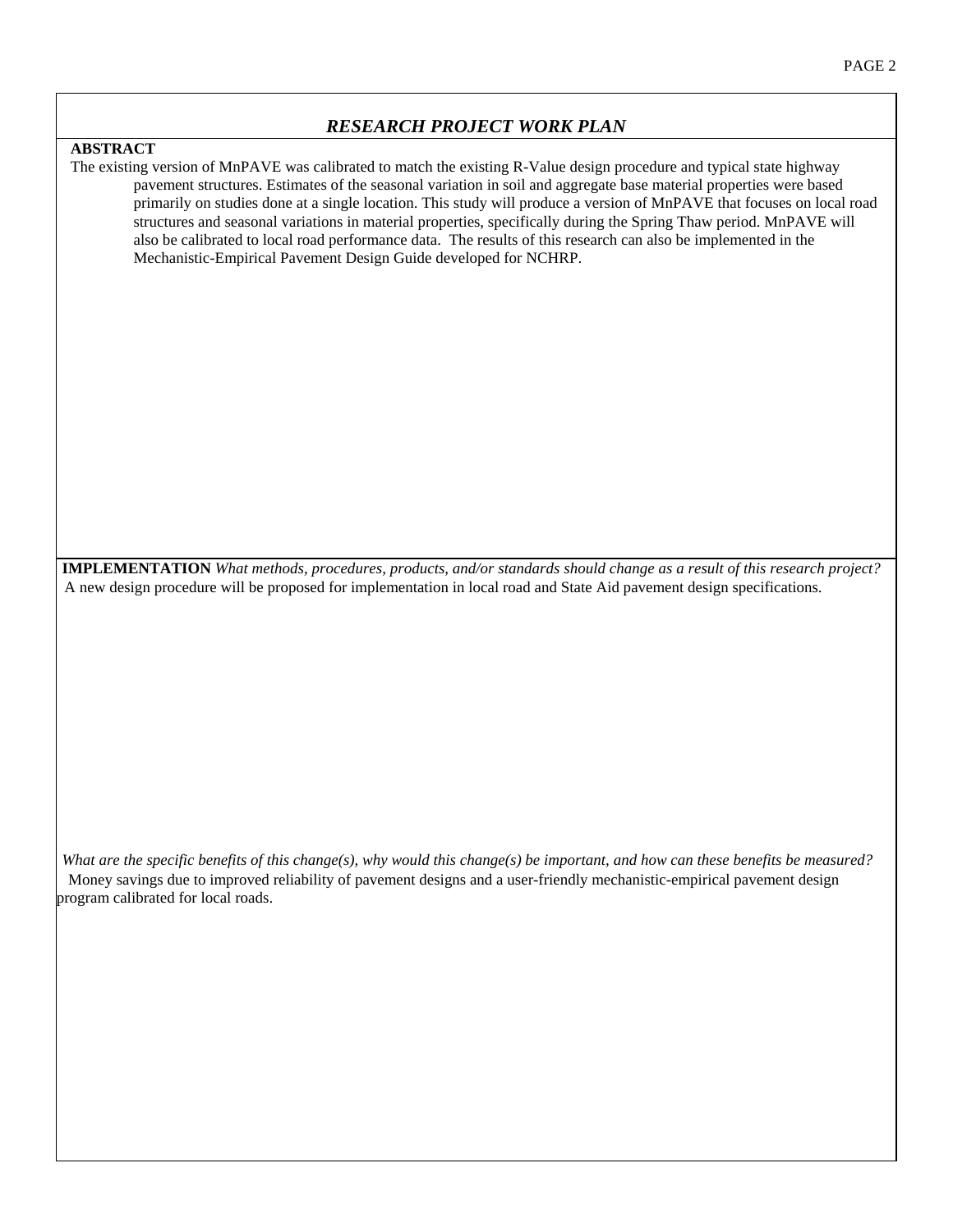## *RESEARCH PROJECT WORK PLAN*

**ABSTRACT**

The existing version of MnPAVE was calibrated to match the existing R-Value design procedure and typical state highway pavement structures. Estimates of the seasonal variation in soil and aggregate base material properties were based primarily on studies done at a single location. This study will produce a version of MnPAVE that focuses on local road structures and seasonal variations in material properties, specifically during the Spring Thaw period. MnPAVE will also be calibrated to local road performance data. The results of this research can also be implemented in the Mechanistic-Empirical Pavement Design Guide developed for NCHRP.

**IMPLEMENTATION** *What methods, procedures, products, and/or standards should change as a result of this research project?*

A new design procedure will be proposed for implementation in local road and State Aid pavement design specifications.

*What are the specific benefits of this change(s), why would this change(s) be important, and how can these benefits be measured?*

Money savings due to improved reliability of pavement designs and a user-friendly mechanistic-empirical pavement design program calibrated for local roads.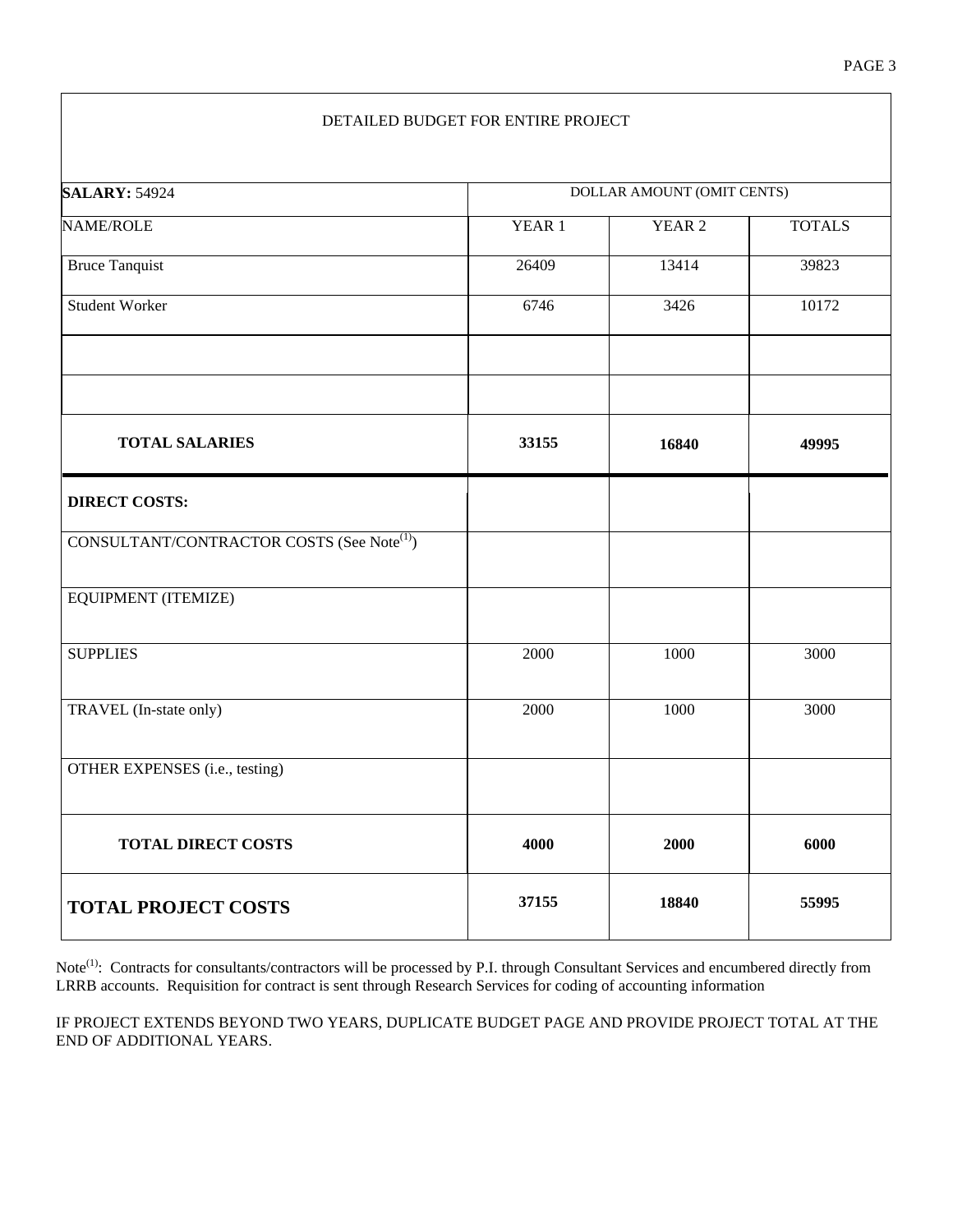| DETAILED BUDGET FOR ENTIRE PROJECT | | | |
|---|---|---|---|
| **SALARY:** 54924 | DOLLAR AMOUNT (OMIT CENTS) | | |
| NAME/ROLE | YEAR 1 | YEAR 2 | TOTALS |
| Bruce Tanquist | 26409 | 13414 | 39823 |
| Student Worker | 6746 | 3426 | 10172 |
| | | | |
| | | | |
| **TOTAL SALARIES** | **33155** | **16840** | **49995** |
| **DIRECT COSTS:** | | | |
| CONSULTANT/CONTRACTOR COSTS (See Note[1]) | | | |
| EQUIPMENT (ITEMIZE) | | | |
| SUPPLIES | 2000 | 1000 | 3000 |
| TRAVEL (In-state only) | 2000 | 1000 | 3000 |
| OTHER EXPENSES (i.e., testing) | | | |
| **TOTAL DIRECT COSTS** | **4000** | **2000** | **6000** |
| **TOTAL PROJECT COSTS** | **37155** | **18840** | **55995** |

Note[1]: Contracts for consultants/contractors will be processed by P.I. through Consultant Services and encumbered directly from LRRB accounts. Requisition for contract is sent through Research Services for coding of accounting information

IF PROJECT EXTENDS BEYOND TWO YEARS, DUPLICATE BUDGET PAGE AND PROVIDE PROJECT TOTAL AT THE END OF ADDITIONAL YEARS.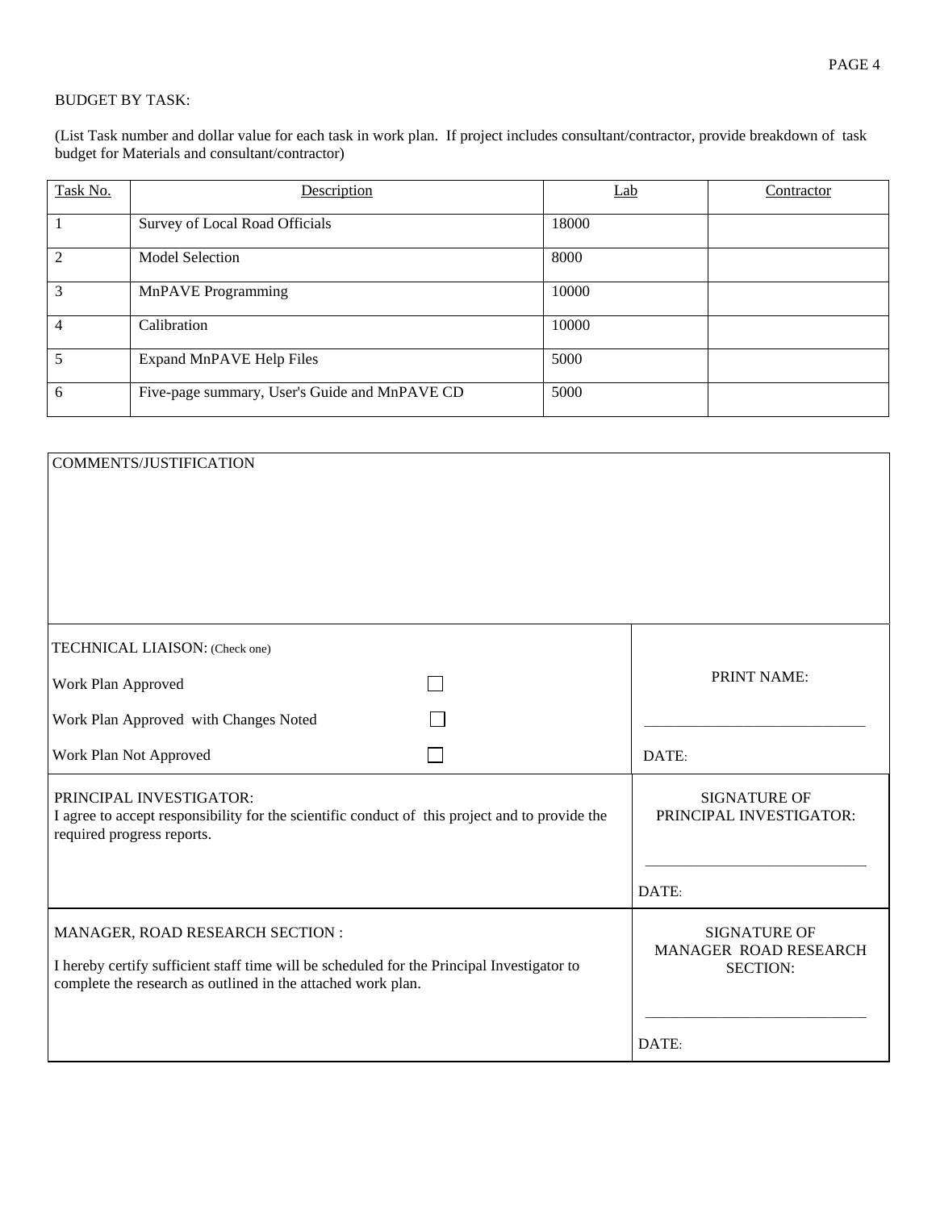BUDGET BY TASK:

(List Task number and dollar value for each task in work plan. If project includes consultant/contractor, provide breakdown of task budget for Materials and consultant/contractor)

| Task No. | Description | Lab | Contractor |
|---|---|---|---|
| 1 | Survey of Local Road Officials | 18000 | |
| 2 | Model Selection | 8000 | |
| 3 | MnPAVE Programming | 10000 | |
| 4 | Calibration | 10000 | |
| 5 | Expand MnPAVE Help Files | 5000 | |
| 6 | Five-page summary, User's Guide and MnPAVE CD | 5000 | |

COMMENTS/JUSTIFICATION

TECHNICAL LIAISON: (Check one)

- ☐ Work Plan Approved
- ☐ Work Plan Approved with Changes Noted
- ☐ Work Plan Not Approved

PRINT NAME: ______________________________

DATE:

PRINCIPAL INVESTIGATOR:
I agree to accept responsibility for the scientific conduct of this project and to provide the required progress reports.

SIGNATURE OF PRINCIPAL INVESTIGATOR: ______________________________

DATE:

MANAGER, ROAD RESEARCH SECTION :

I hereby certify sufficient staff time will be scheduled for the Principal Investigator to complete the research as outlined in the attached work plan.

SIGNATURE OF MANAGER ROAD RESEARCH SECTION: ______________________________

DATE: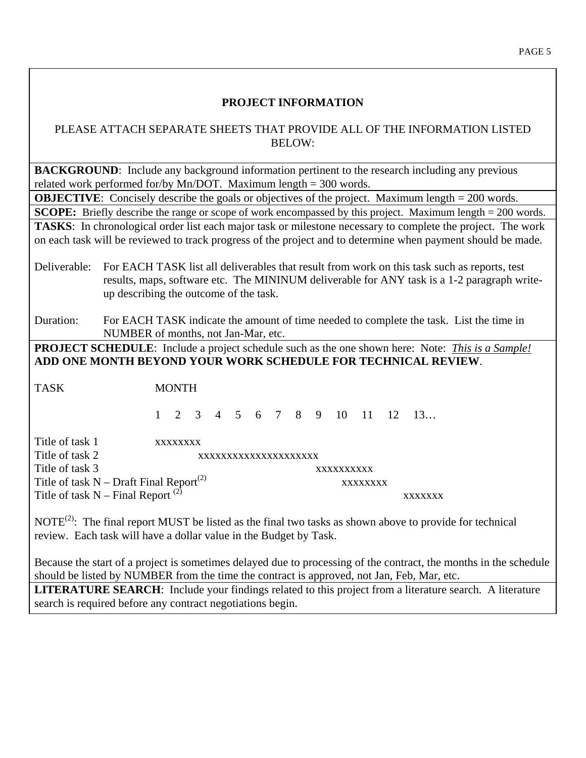## PROJECT INFORMATION

PLEASE ATTACH SEPARATE SHEETS THAT PROVIDE ALL OF THE INFORMATION LISTED BELOW:

**BACKGROUND**: Include any background information pertinent to the research including any previous related work performed for/by Mn/DOT. Maximum length = 300 words.

**OBJECTIVE**: Concisely describe the goals or objectives of the project. Maximum length = 200 words.

**SCOPE:** Briefly describe the range or scope of work encompassed by this project. Maximum length = 200 words.

**TASKS**: In chronological order list each major task or milestone necessary to complete the project. The work on each task will be reviewed to track progress of the project and to determine when payment should be made.

Deliverable: For EACH TASK list all deliverables that result from work on this task such as reports, test results, maps, software etc. The MININUM deliverable for ANY task is a 1-2 paragraph write-up describing the outcome of the task.

Duration: For EACH TASK indicate the amount of time needed to complete the task. List the time in NUMBER of months, not Jan-Mar, etc.

**PROJECT SCHEDULE**: Include a project schedule such as the one shown here: Note: ***This is a Sample!***
**ADD ONE MONTH BEYOND YOUR WORK SCHEDULE FOR TECHNICAL REVIEW**.

```
TASK                                   MONTH

                                       1   2   3   4   5   6   7   8   9   10   11   12   13…

Title of task 1                        xxxxxxxx
Title of task 2                                  xxxxxxxxxxxxxxxxxxxxx
Title of task 3                                                      xxxxxxxxxx
Title of task N – Draft Final Report(2)                                   xxxxxxxx
Title of task N – Final Report (2)                                                   xxxxxxx
```

NOTE(2): The final report MUST be listed as the final two tasks as shown above to provide for technical review. Each task will have a dollar value in the Budget by Task.

Because the start of a project is sometimes delayed due to processing of the contract, the months in the schedule should be listed by NUMBER from the time the contract is approved, not Jan, Feb, Mar, etc.

**LITERATURE SEARCH**: Include your findings related to this project from a literature search. A literature search is required before any contract negotiations begin.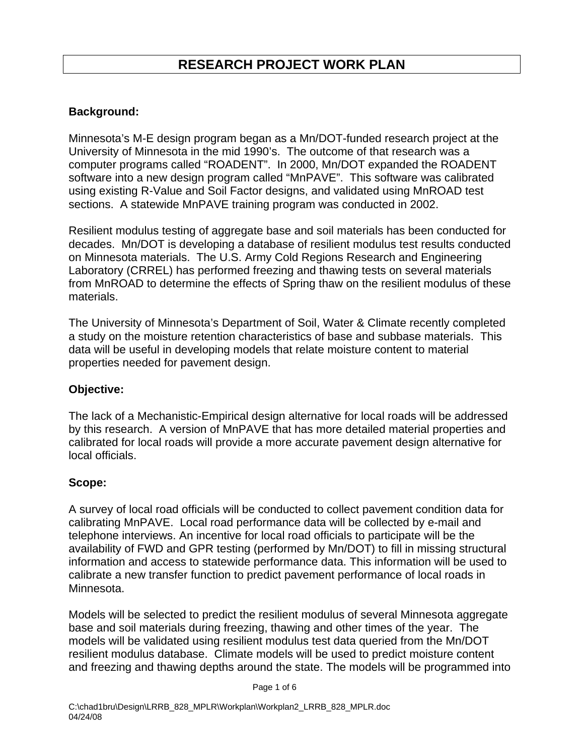# RESEARCH PROJECT WORK PLAN

**Background:**

Minnesota's M-E design program began as a Mn/DOT-funded research project at the University of Minnesota in the mid 1990's. The outcome of that research was a computer programs called "ROADENT". In 2000, Mn/DOT expanded the ROADENT software into a new design program called "MnPAVE". This software was calibrated using existing R-Value and Soil Factor designs, and validated using MnROAD test sections. A statewide MnPAVE training program was conducted in 2002.

Resilient modulus testing of aggregate base and soil materials has been conducted for decades. Mn/DOT is developing a database of resilient modulus test results conducted on Minnesota materials. The U.S. Army Cold Regions Research and Engineering Laboratory (CRREL) has performed freezing and thawing tests on several materials from MnROAD to determine the effects of Spring thaw on the resilient modulus of these materials.

The University of Minnesota's Department of Soil, Water & Climate recently completed a study on the moisture retention characteristics of base and subbase materials. This data will be useful in developing models that relate moisture content to material properties needed for pavement design.

**Objective:**

The lack of a Mechanistic-Empirical design alternative for local roads will be addressed by this research. A version of MnPAVE that has more detailed material properties and calibrated for local roads will provide a more accurate pavement design alternative for local officials.

**Scope:**

A survey of local road officials will be conducted to collect pavement condition data for calibrating MnPAVE. Local road performance data will be collected by e-mail and telephone interviews. An incentive for local road officials to participate will be the availability of FWD and GPR testing (performed by Mn/DOT) to fill in missing structural information and access to statewide performance data. This information will be used to calibrate a new transfer function to predict pavement performance of local roads in Minnesota.

Models will be selected to predict the resilient modulus of several Minnesota aggregate base and soil materials during freezing, thawing and other times of the year. The models will be validated using resilient modulus test data queried from the Mn/DOT resilient modulus database. Climate models will be used to predict moisture content and freezing and thawing depths around the state. The models will be programmed into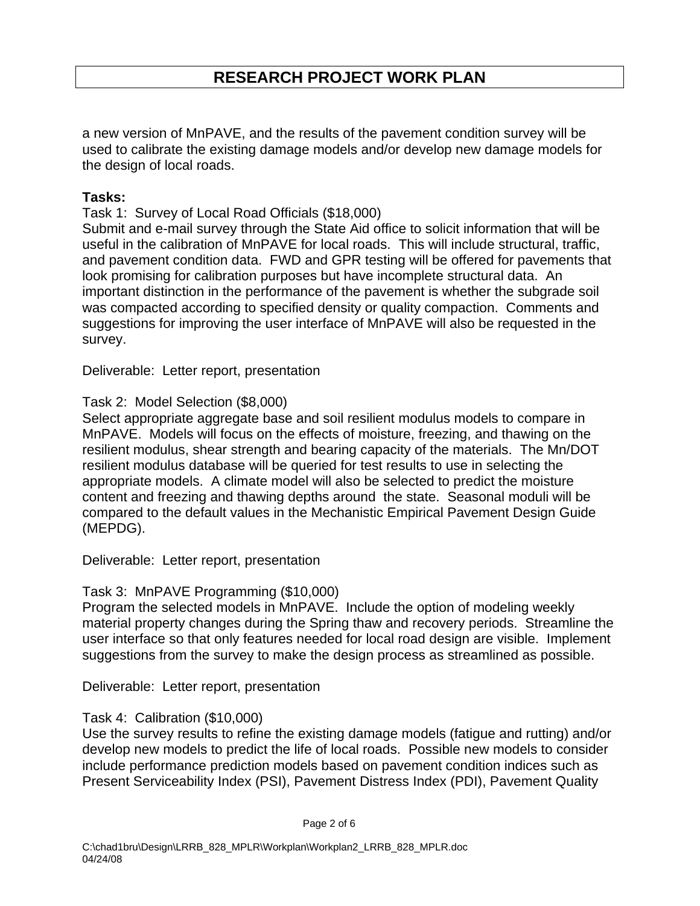a new version of MnPAVE, and the results of the pavement condition survey will be used to calibrate the existing damage models and/or develop new damage models for the design of local roads.

**Tasks:**

Task 1: Survey of Local Road Officials ($18,000)
Submit and e-mail survey through the State Aid office to solicit information that will be useful in the calibration of MnPAVE for local roads. This will include structural, traffic, and pavement condition data. FWD and GPR testing will be offered for pavements that look promising for calibration purposes but have incomplete structural data. An important distinction in the performance of the pavement is whether the subgrade soil was compacted according to specified density or quality compaction. Comments and suggestions for improving the user interface of MnPAVE will also be requested in the survey.

Deliverable: Letter report, presentation

Task 2: Model Selection ($8,000)
Select appropriate aggregate base and soil resilient modulus models to compare in MnPAVE. Models will focus on the effects of moisture, freezing, and thawing on the resilient modulus, shear strength and bearing capacity of the materials. The Mn/DOT resilient modulus database will be queried for test results to use in selecting the appropriate models. A climate model will also be selected to predict the moisture content and freezing and thawing depths around the state. Seasonal moduli will be compared to the default values in the Mechanistic Empirical Pavement Design Guide (MEPDG).

Deliverable: Letter report, presentation

Task 3: MnPAVE Programming ($10,000)
Program the selected models in MnPAVE. Include the option of modeling weekly material property changes during the Spring thaw and recovery periods. Streamline the user interface so that only features needed for local road design are visible. Implement suggestions from the survey to make the design process as streamlined as possible.

Deliverable: Letter report, presentation

Task 4: Calibration ($10,000)
Use the survey results to refine the existing damage models (fatigue and rutting) and/or develop new models to predict the life of local roads. Possible new models to consider include performance prediction models based on pavement condition indices such as Present Serviceability Index (PSI), Pavement Distress Index (PDI), Pavement Quality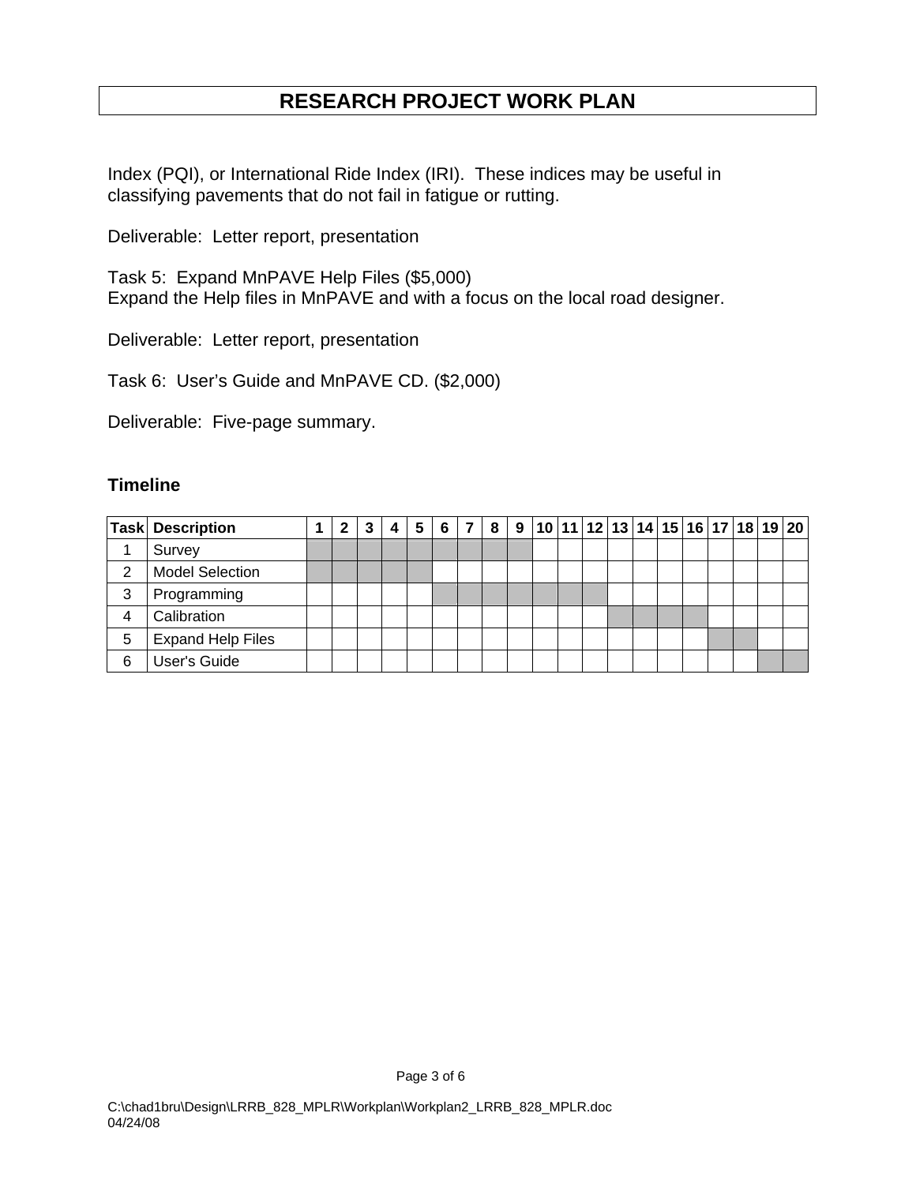# RESEARCH PROJECT WORK PLAN

Index (PQI), or International Ride Index (IRI). These indices may be useful in classifying pavements that do not fail in fatigue or rutting.

Deliverable: Letter report, presentation

Task 5: Expand MnPAVE Help Files ($5,000)
Expand the Help files in MnPAVE and with a focus on the local road designer.

Deliverable: Letter report, presentation

Task 6: User's Guide and MnPAVE CD. ($2,000)

Deliverable: Five-page summary.

### Timeline

| Task | Description | 1 | 2 | 3 | 4 | 5 | 6 | 7 | 8 | 9 | 10 | 11 | 12 | 13 | 14 | 15 | 16 | 17 | 18 | 19 | 20 |
|---|---|---|---|---|---|---|---|---|---|---|---|---|---|---|---|---|---|---|---|---|---|
| 1 | Survey | ■ | ■ | ■ | ■ | ■ | ■ | ■ | ■ | ■ | | | | | | | | | | | |
| 2 | Model Selection | ■ | ■ | ■ | ■ | ■ | | | | | | | | | | | | | | | |
| 3 | Programming | | | | | | ■ | ■ | ■ | ■ | ■ | ■ | ■ | | | | | | | | |
| 4 | Calibration | | | | | | | | | | | | | ■ | ■ | ■ | ■ | | | | |
| 5 | Expand Help Files | | | | | | | | | | | | | | | | | ■ | ■ | | |
| 6 | User's Guide | | | | | | | | | | | | | | | | | | | ■ | ■ |

C:\chad1bru\Design\LRRB_828_MPLR\Workplan\Workplan2_LRRB_828_MPLR.doc
04/24/08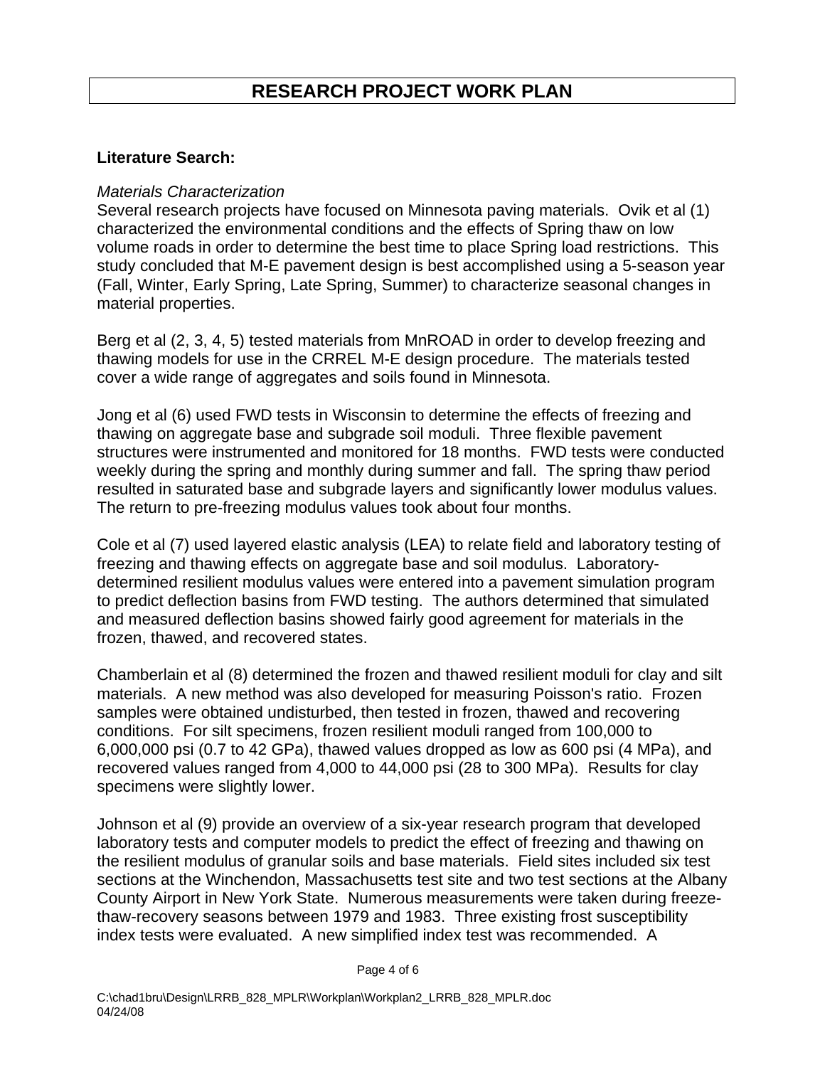# RESEARCH PROJECT WORK PLAN

**Literature Search:**

*Materials Characterization*

Several research projects have focused on Minnesota paving materials. Ovik et al (1) characterized the environmental conditions and the effects of Spring thaw on low volume roads in order to determine the best time to place Spring load restrictions. This study concluded that M-E pavement design is best accomplished using a 5-season year (Fall, Winter, Early Spring, Late Spring, Summer) to characterize seasonal changes in material properties.

Berg et al (2, 3, 4, 5) tested materials from MnROAD in order to develop freezing and thawing models for use in the CRREL M-E design procedure. The materials tested cover a wide range of aggregates and soils found in Minnesota.

Jong et al (6) used FWD tests in Wisconsin to determine the effects of freezing and thawing on aggregate base and subgrade soil moduli. Three flexible pavement structures were instrumented and monitored for 18 months. FWD tests were conducted weekly during the spring and monthly during summer and fall. The spring thaw period resulted in saturated base and subgrade layers and significantly lower modulus values. The return to pre-freezing modulus values took about four months.

Cole et al (7) used layered elastic analysis (LEA) to relate field and laboratory testing of freezing and thawing effects on aggregate base and soil modulus. Laboratory-determined resilient modulus values were entered into a pavement simulation program to predict deflection basins from FWD testing. The authors determined that simulated and measured deflection basins showed fairly good agreement for materials in the frozen, thawed, and recovered states.

Chamberlain et al (8) determined the frozen and thawed resilient moduli for clay and silt materials. A new method was also developed for measuring Poisson's ratio. Frozen samples were obtained undisturbed, then tested in frozen, thawed and recovering conditions. For silt specimens, frozen resilient moduli ranged from 100,000 to 6,000,000 psi (0.7 to 42 GPa), thawed values dropped as low as 600 psi (4 MPa), and recovered values ranged from 4,000 to 44,000 psi (28 to 300 MPa). Results for clay specimens were slightly lower.

Johnson et al (9) provide an overview of a six-year research program that developed laboratory tests and computer models to predict the effect of freezing and thawing on the resilient modulus of granular soils and base materials. Field sites included six test sections at the Winchendon, Massachusetts test site and two test sections at the Albany County Airport in New York State. Numerous measurements were taken during freeze-thaw-recovery seasons between 1979 and 1983. Three existing frost susceptibility index tests were evaluated. A new simplified index test was recommended. A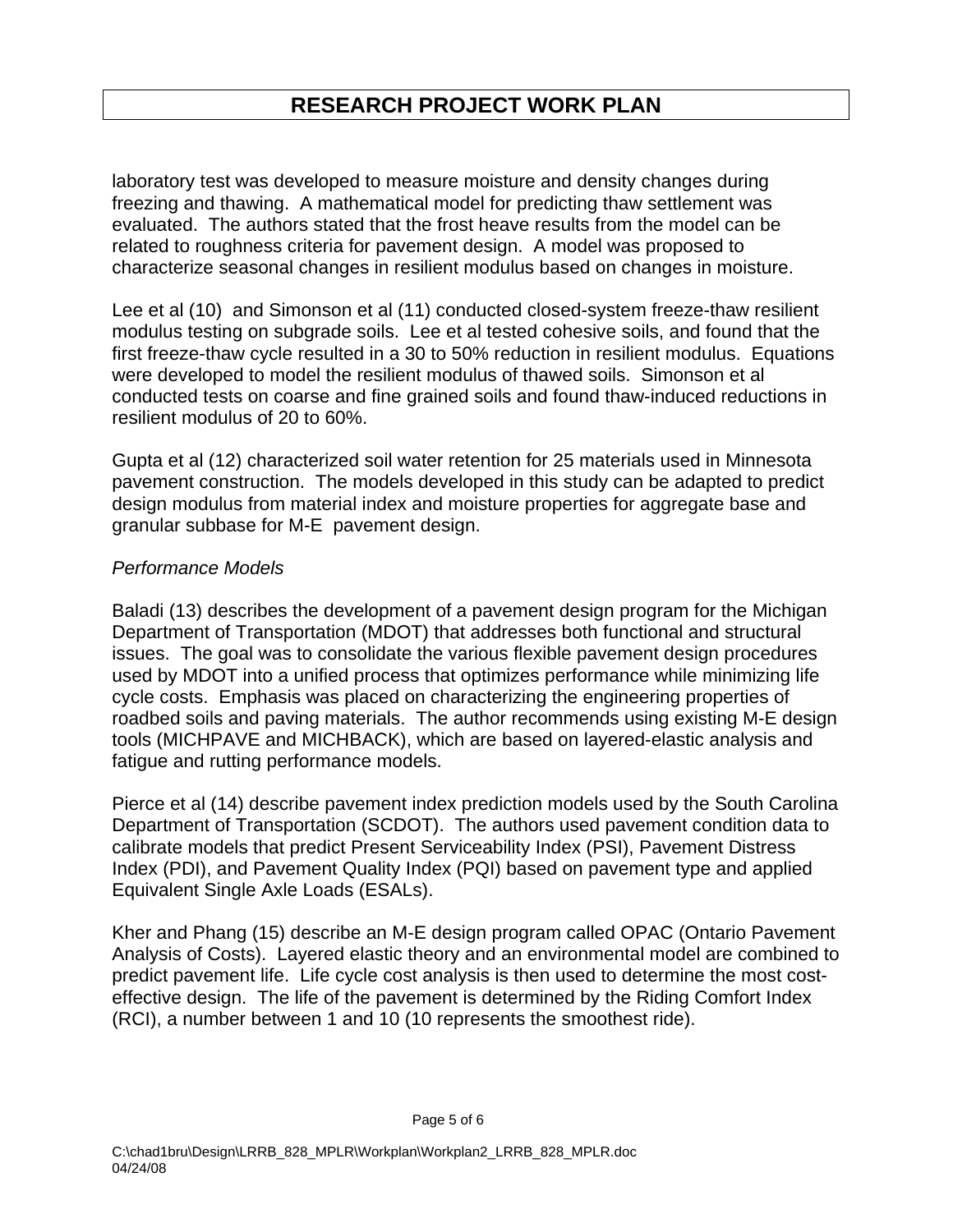laboratory test was developed to measure moisture and density changes during freezing and thawing. A mathematical model for predicting thaw settlement was evaluated. The authors stated that the frost heave results from the model can be related to roughness criteria for pavement design. A model was proposed to characterize seasonal changes in resilient modulus based on changes in moisture.

Lee et al (10) and Simonson et al (11) conducted closed-system freeze-thaw resilient modulus testing on subgrade soils. Lee et al tested cohesive soils, and found that the first freeze-thaw cycle resulted in a 30 to 50% reduction in resilient modulus. Equations were developed to model the resilient modulus of thawed soils. Simonson et al conducted tests on coarse and fine grained soils and found thaw-induced reductions in resilient modulus of 20 to 60%.

Gupta et al (12) characterized soil water retention for 25 materials used in Minnesota pavement construction. The models developed in this study can be adapted to predict design modulus from material index and moisture properties for aggregate base and granular subbase for M-E pavement design.

*Performance Models*

Baladi (13) describes the development of a pavement design program for the Michigan Department of Transportation (MDOT) that addresses both functional and structural issues. The goal was to consolidate the various flexible pavement design procedures used by MDOT into a unified process that optimizes performance while minimizing life cycle costs. Emphasis was placed on characterizing the engineering properties of roadbed soils and paving materials. The author recommends using existing M-E design tools (MICHPAVE and MICHBACK), which are based on layered-elastic analysis and fatigue and rutting performance models.

Pierce et al (14) describe pavement index prediction models used by the South Carolina Department of Transportation (SCDOT). The authors used pavement condition data to calibrate models that predict Present Serviceability Index (PSI), Pavement Distress Index (PDI), and Pavement Quality Index (PQI) based on pavement type and applied Equivalent Single Axle Loads (ESALs).

Kher and Phang (15) describe an M-E design program called OPAC (Ontario Pavement Analysis of Costs). Layered elastic theory and an environmental model are combined to predict pavement life. Life cycle cost analysis is then used to determine the most cost-effective design. The life of the pavement is determined by the Riding Comfort Index (RCI), a number between 1 and 10 (10 represents the smoothest ride).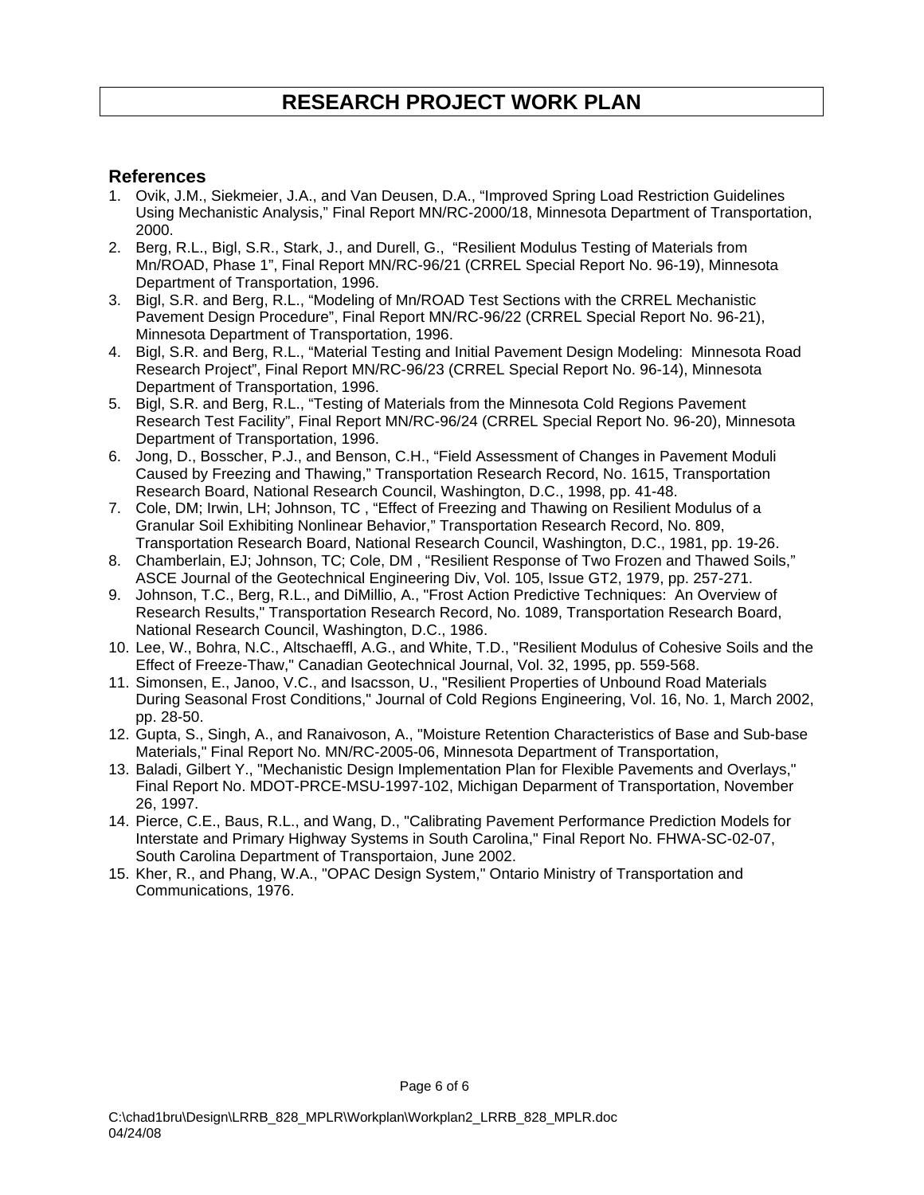# RESEARCH PROJECT WORK PLAN

## References

1. Ovik, J.M., Siekmeier, J.A., and Van Deusen, D.A., "Improved Spring Load Restriction Guidelines Using Mechanistic Analysis," Final Report MN/RC-2000/18, Minnesota Department of Transportation, 2000.
2. Berg, R.L., Bigl, S.R., Stark, J., and Durell, G., "Resilient Modulus Testing of Materials from Mn/ROAD, Phase 1", Final Report MN/RC-96/21 (CRREL Special Report No. 96-19), Minnesota Department of Transportation, 1996.
3. Bigl, S.R. and Berg, R.L., "Modeling of Mn/ROAD Test Sections with the CRREL Mechanistic Pavement Design Procedure", Final Report MN/RC-96/22 (CRREL Special Report No. 96-21), Minnesota Department of Transportation, 1996.
4. Bigl, S.R. and Berg, R.L., "Material Testing and Initial Pavement Design Modeling: Minnesota Road Research Project", Final Report MN/RC-96/23 (CRREL Special Report No. 96-14), Minnesota Department of Transportation, 1996.
5. Bigl, S.R. and Berg, R.L., "Testing of Materials from the Minnesota Cold Regions Pavement Research Test Facility", Final Report MN/RC-96/24 (CRREL Special Report No. 96-20), Minnesota Department of Transportation, 1996.
6. Jong, D., Bosscher, P.J., and Benson, C.H., "Field Assessment of Changes in Pavement Moduli Caused by Freezing and Thawing," Transportation Research Record, No. 1615, Transportation Research Board, National Research Council, Washington, D.C., 1998, pp. 41-48.
7. Cole, DM; Irwin, LH; Johnson, TC , "Effect of Freezing and Thawing on Resilient Modulus of a Granular Soil Exhibiting Nonlinear Behavior," Transportation Research Record, No. 809, Transportation Research Board, National Research Council, Washington, D.C., 1981, pp. 19-26.
8. Chamberlain, EJ; Johnson, TC; Cole, DM , "Resilient Response of Two Frozen and Thawed Soils," ASCE Journal of the Geotechnical Engineering Div, Vol. 105, Issue GT2, 1979, pp. 257-271.
9. Johnson, T.C., Berg, R.L., and DiMillio, A., "Frost Action Predictive Techniques: An Overview of Research Results," Transportation Research Record, No. 1089, Transportation Research Board, National Research Council, Washington, D.C., 1986.
10. Lee, W., Bohra, N.C., Altschaeffl, A.G., and White, T.D., "Resilient Modulus of Cohesive Soils and the Effect of Freeze-Thaw," Canadian Geotechnical Journal, Vol. 32, 1995, pp. 559-568.
11. Simonsen, E., Janoo, V.C., and Isacsson, U., "Resilient Properties of Unbound Road Materials During Seasonal Frost Conditions," Journal of Cold Regions Engineering, Vol. 16, No. 1, March 2002, pp. 28-50.
12. Gupta, S., Singh, A., and Ranaivoson, A., "Moisture Retention Characteristics of Base and Sub-base Materials," Final Report No. MN/RC-2005-06, Minnesota Department of Transportation,
13. Baladi, Gilbert Y., "Mechanistic Design Implementation Plan for Flexible Pavements and Overlays," Final Report No. MDOT-PRCE-MSU-1997-102, Michigan Deparment of Transportation, November 26, 1997.
14. Pierce, C.E., Baus, R.L., and Wang, D., "Calibrating Pavement Performance Prediction Models for Interstate and Primary Highway Systems in South Carolina," Final Report No. FHWA-SC-02-07, South Carolina Department of Transportaion, June 2002.
15. Kher, R., and Phang, W.A., "OPAC Design System," Ontario Ministry of Transportation and Communications, 1976.

C:\chad1bru\Design\LRRB_828_MPLR\Workplan\Workplan2_LRRB_828_MPLR.doc
04/24/08